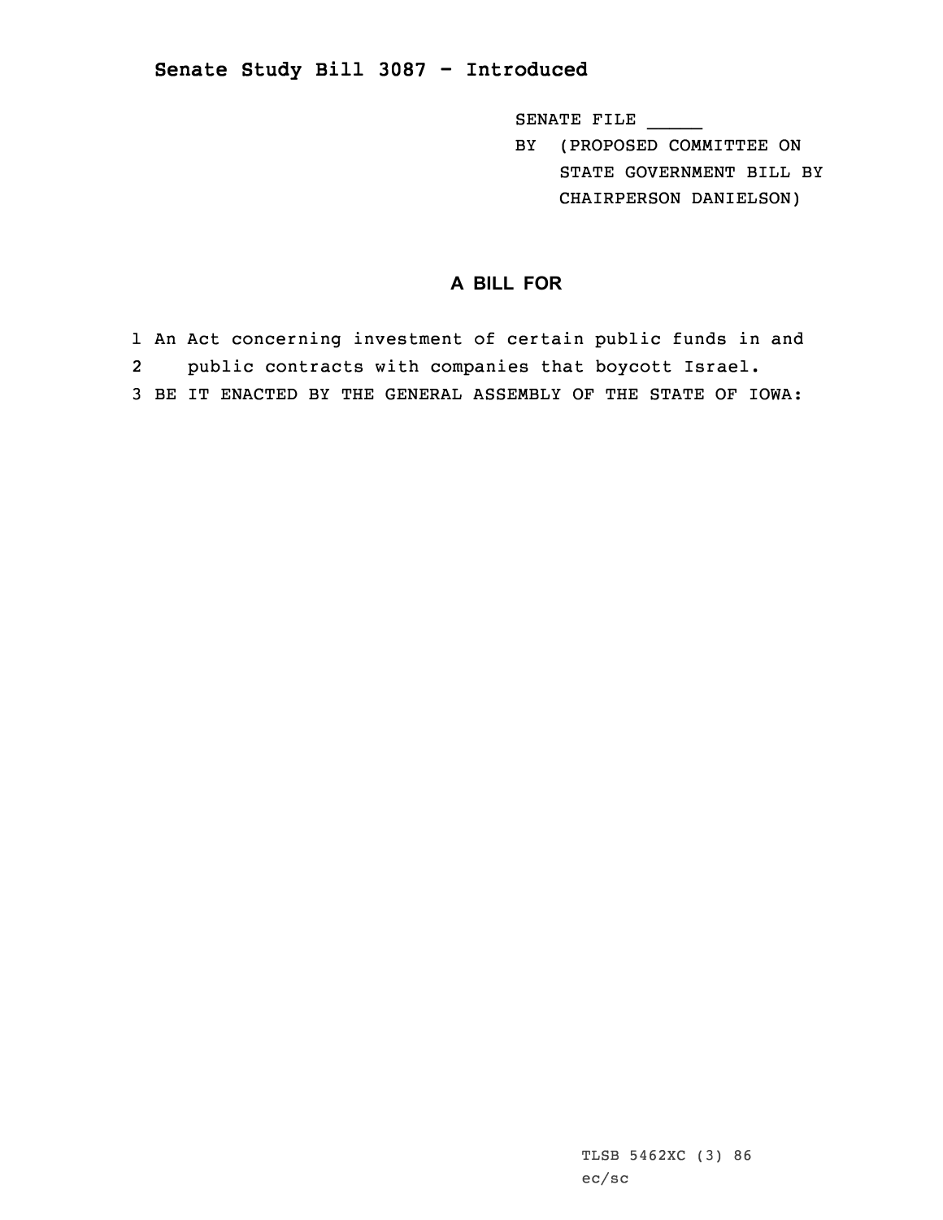# Senate Study Bill 3087 - Introduced

SENATE FILE _____

BY (PROPOSED COMMITTEE ON STATE GOVERNMENT BILL BY CHAIRPERSON DANIELSON)

## A BILL FOR

1 An Act concerning investment of certain public funds in and
2 public contracts with companies that boycott Israel.
3 BE IT ENACTED BY THE GENERAL ASSEMBLY OF THE STATE OF IOWA:

TLSB 5462XC (3) 86
ec/sc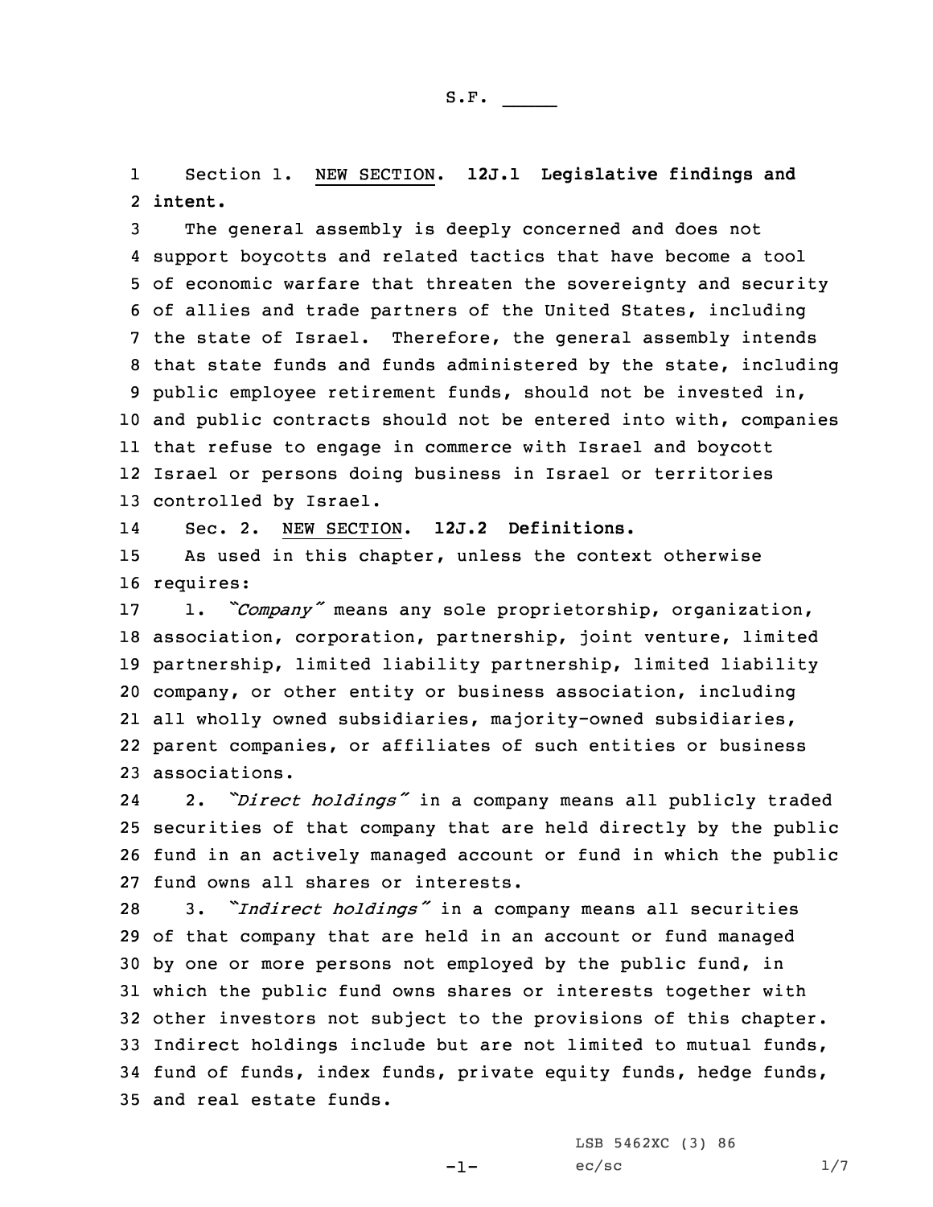S.F. _____

Section 1. NEW SECTION. **12J.1 Legislative findings and intent.**

The general assembly is deeply concerned and does not support boycotts and related tactics that have become a tool of economic warfare that threaten the sovereignty and security of allies and trade partners of the United States, including the state of Israel. Therefore, the general assembly intends that state funds and funds administered by the state, including public employee retirement funds, should not be invested in, and public contracts should not be entered into with, companies that refuse to engage in commerce with Israel and boycott Israel or persons doing business in Israel or territories controlled by Israel.

Sec. 2. NEW SECTION. **12J.2 Definitions.**

As used in this chapter, unless the context otherwise requires:

1. *"Company"* means any sole proprietorship, organization, association, corporation, partnership, joint venture, limited partnership, limited liability partnership, limited liability company, or other entity or business association, including all wholly owned subsidiaries, majority-owned subsidiaries, parent companies, or affiliates of such entities or business associations.

2. *"Direct holdings"* in a company means all publicly traded securities of that company that are held directly by the public fund in an actively managed account or fund in which the public fund owns all shares or interests.

3. *"Indirect holdings"* in a company means all securities of that company that are held in an account or fund managed by one or more persons not employed by the public fund, in which the public fund owns shares or interests together with other investors not subject to the provisions of this chapter. Indirect holdings include but are not limited to mutual funds, fund of funds, index funds, private equity funds, hedge funds, and real estate funds.

LSB 5462XC (3) 86
ec/sc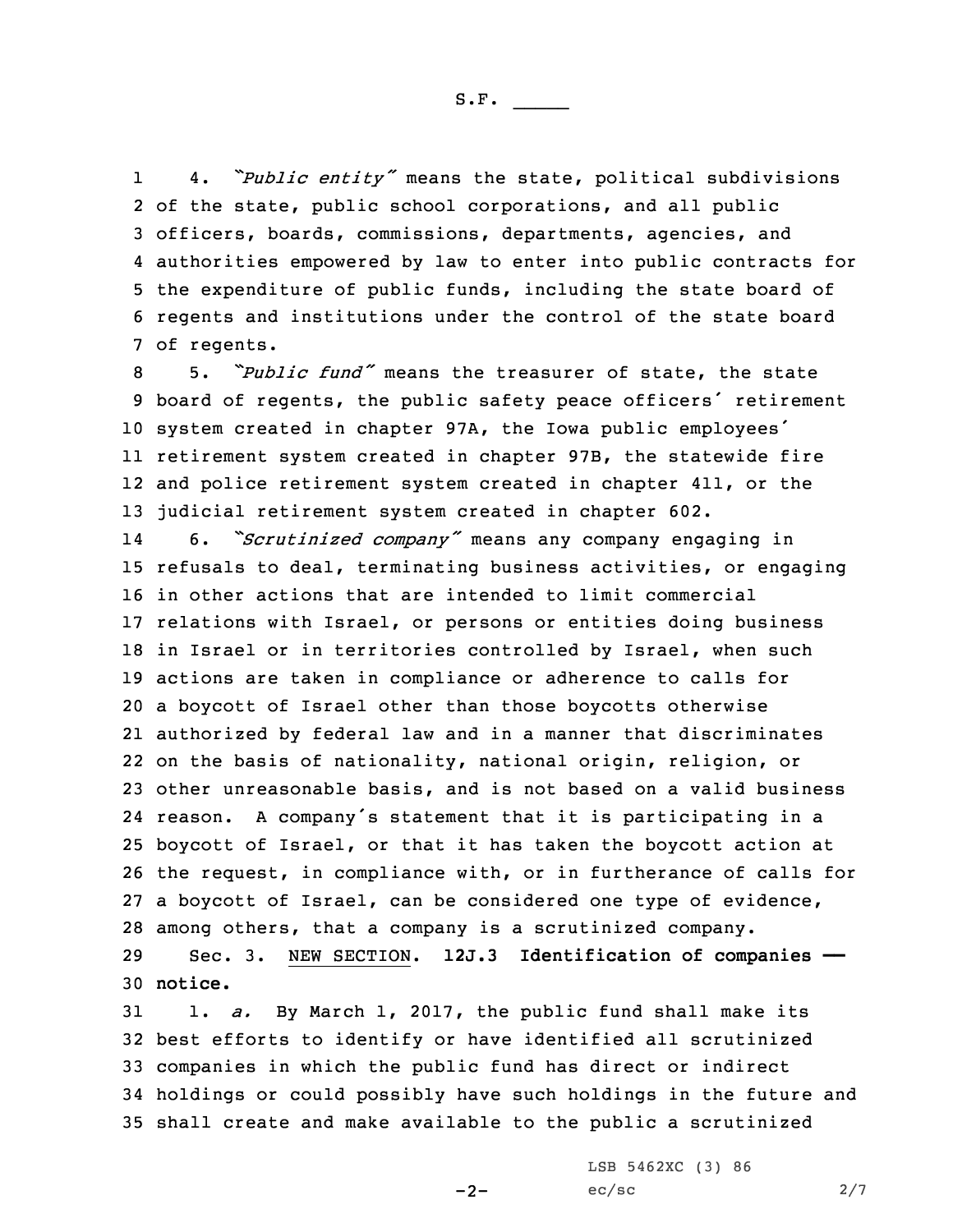4. *"Public entity"* means the state, political subdivisions of the state, public school corporations, and all public officers, boards, commissions, departments, agencies, and authorities empowered by law to enter into public contracts for the expenditure of public funds, including the state board of regents and institutions under the control of the state board of regents.

5. *"Public fund"* means the treasurer of state, the state board of regents, the public safety peace officers' retirement system created in chapter 97A, the Iowa public employees' retirement system created in chapter 97B, the statewide fire and police retirement system created in chapter 411, or the judicial retirement system created in chapter 602.

6. *"Scrutinized company"* means any company engaging in refusals to deal, terminating business activities, or engaging in other actions that are intended to limit commercial relations with Israel, or persons or entities doing business in Israel or in territories controlled by Israel, when such actions are taken in compliance or adherence to calls for a boycott of Israel other than those boycotts otherwise authorized by federal law and in a manner that discriminates on the basis of nationality, national origin, religion, or other unreasonable basis, and is not based on a valid business reason. A company's statement that it is participating in a boycott of Israel, or that it has taken the boycott action at the request, in compliance with, or in furtherance of calls for a boycott of Israel, can be considered one type of evidence, among others, that a company is a scrutinized company.

Sec. 3. NEW SECTION. **12J.3 Identification of companies — notice.**

1. *a.* By March 1, 2017, the public fund shall make its best efforts to identify or have identified all scrutinized companies in which the public fund has direct or indirect holdings or could possibly have such holdings in the future and shall create and make available to the public a scrutinized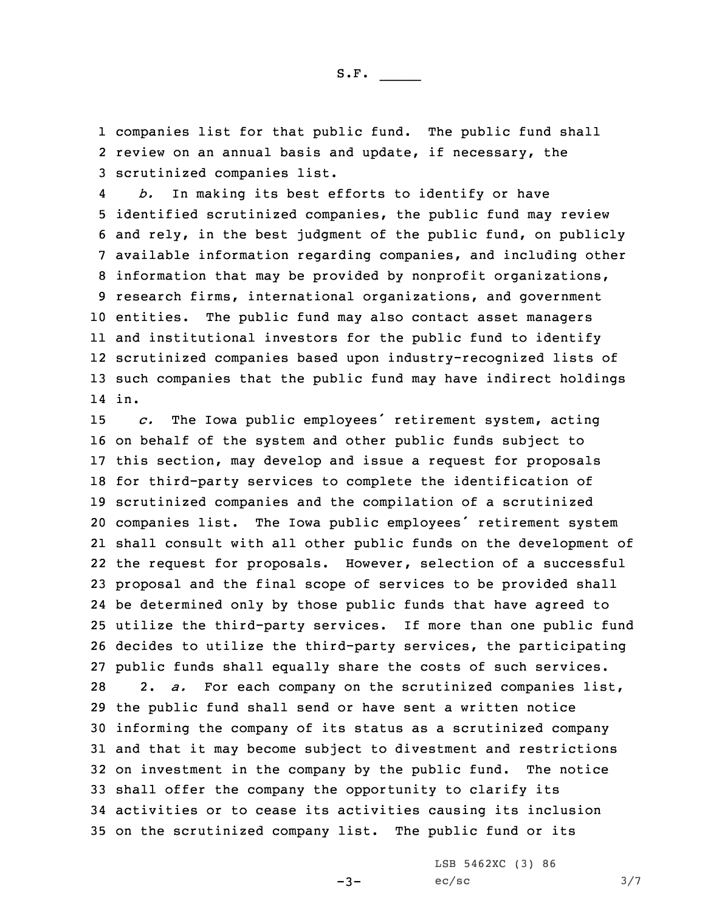companies list for that public fund. The public fund shall review on an annual basis and update, if necessary, the scrutinized companies list.

*b.* In making its best efforts to identify or have identified scrutinized companies, the public fund may review and rely, in the best judgment of the public fund, on publicly available information regarding companies, and including other information that may be provided by nonprofit organizations, research firms, international organizations, and government entities. The public fund may also contact asset managers and institutional investors for the public fund to identify scrutinized companies based upon industry-recognized lists of such companies that the public fund may have indirect holdings in.

*c.* The Iowa public employees' retirement system, acting on behalf of the system and other public funds subject to this section, may develop and issue a request for proposals for third-party services to complete the identification of scrutinized companies and the compilation of a scrutinized companies list. The Iowa public employees' retirement system shall consult with all other public funds on the development of the request for proposals. However, selection of a successful proposal and the final scope of services to be provided shall be determined only by those public funds that have agreed to utilize the third-party services. If more than one public fund decides to utilize the third-party services, the participating public funds shall equally share the costs of such services.

2. *a.* For each company on the scrutinized companies list, the public fund shall send or have sent a written notice informing the company of its status as a scrutinized company and that it may become subject to divestment and restrictions on investment in the company by the public fund. The notice shall offer the company the opportunity to clarify its activities or to cease its activities causing its inclusion on the scrutinized company list. The public fund or its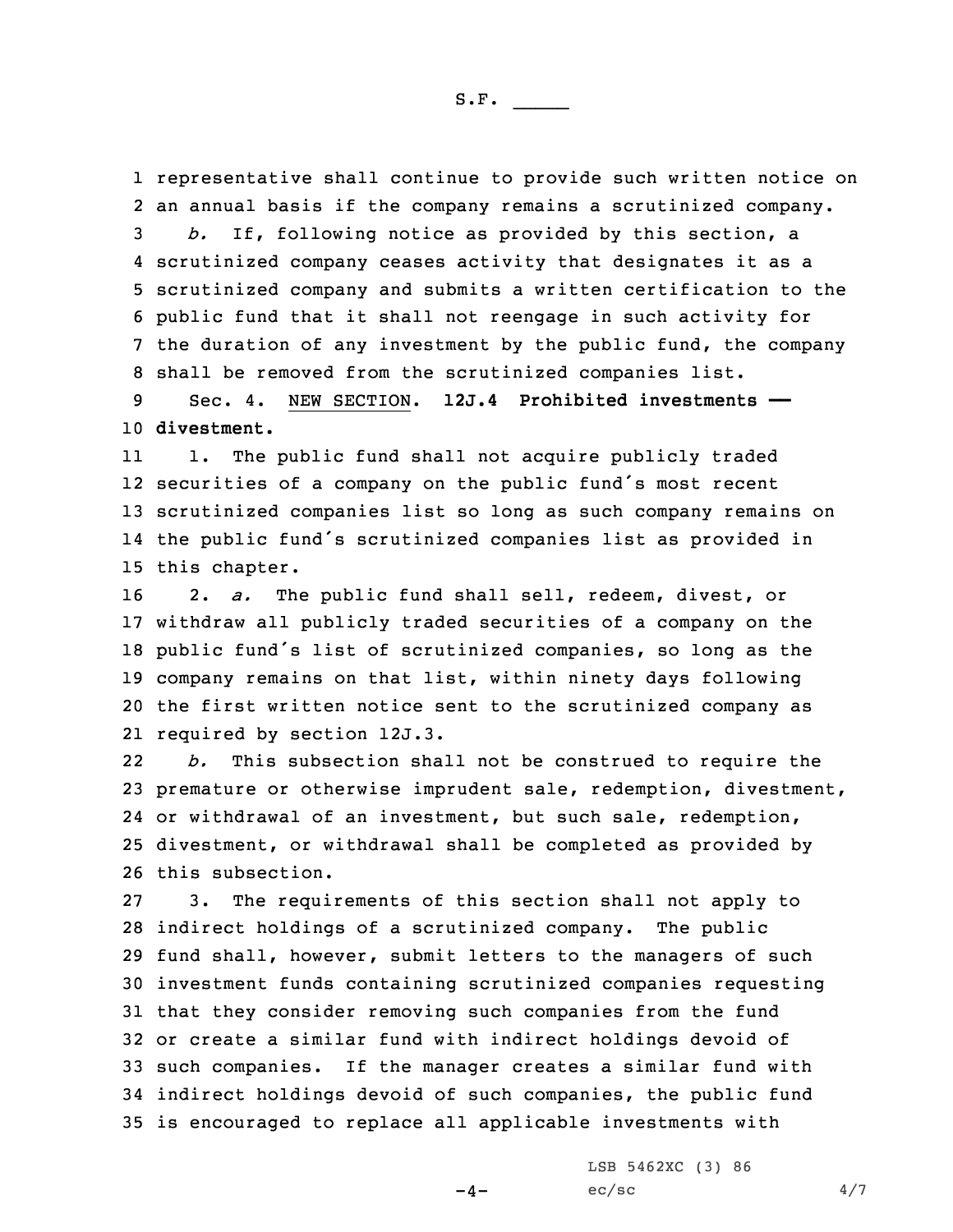representative shall continue to provide such written notice on an annual basis if the company remains a scrutinized company.

*b.* If, following notice as provided by this section, a scrutinized company ceases activity that designates it as a scrutinized company and submits a written certification to the public fund that it shall not reengage in such activity for the duration of any investment by the public fund, the company shall be removed from the scrutinized companies list.

Sec. 4. NEW SECTION. **12J.4 Prohibited investments —— divestment.**

1. The public fund shall not acquire publicly traded securities of a company on the public fund's most recent scrutinized companies list so long as such company remains on the public fund's scrutinized companies list as provided in this chapter.

2. *a.* The public fund shall sell, redeem, divest, or withdraw all publicly traded securities of a company on the public fund's list of scrutinized companies, so long as the company remains on that list, within ninety days following the first written notice sent to the scrutinized company as required by section 12J.3.

*b.* This subsection shall not be construed to require the premature or otherwise imprudent sale, redemption, divestment, or withdrawal of an investment, but such sale, redemption, divestment, or withdrawal shall be completed as provided by this subsection.

3. The requirements of this section shall not apply to indirect holdings of a scrutinized company. The public fund shall, however, submit letters to the managers of such investment funds containing scrutinized companies requesting that they consider removing such companies from the fund or create a similar fund with indirect holdings devoid of such companies. If the manager creates a similar fund with indirect holdings devoid of such companies, the public fund is encouraged to replace all applicable investments with

LSB 5462XC (3) 86
ec/sc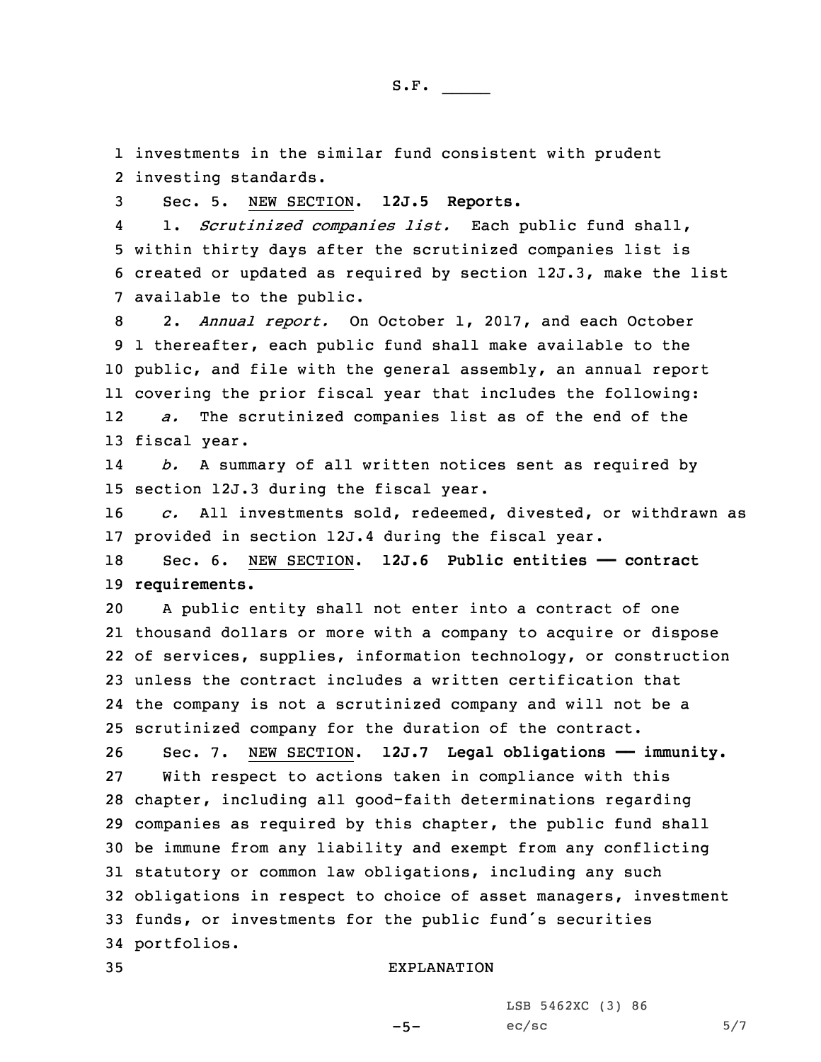investments in the similar fund consistent with prudent investing standards.

Sec. 5. NEW SECTION. **12J.5 Reports.**

1. *Scrutinized companies list.* Each public fund shall, within thirty days after the scrutinized companies list is created or updated as required by section 12J.3, make the list available to the public.

2. *Annual report.* On October 1, 2017, and each October 1 thereafter, each public fund shall make available to the public, and file with the general assembly, an annual report covering the prior fiscal year that includes the following:

*a.* The scrutinized companies list as of the end of the fiscal year.

*b.* A summary of all written notices sent as required by section 12J.3 during the fiscal year.

*c.* All investments sold, redeemed, divested, or withdrawn as provided in section 12J.4 during the fiscal year.

Sec. 6. NEW SECTION. **12J.6 Public entities —— contract requirements.**

A public entity shall not enter into a contract of one thousand dollars or more with a company to acquire or dispose of services, supplies, information technology, or construction unless the contract includes a written certification that the company is not a scrutinized company and will not be a scrutinized company for the duration of the contract.

Sec. 7. NEW SECTION. **12J.7 Legal obligations —— immunity.**

With respect to actions taken in compliance with this chapter, including all good-faith determinations regarding companies as required by this chapter, the public fund shall be immune from any liability and exempt from any conflicting statutory or common law obligations, including any such obligations in respect to choice of asset managers, investment funds, or investments for the public fund's securities portfolios.

EXPLANATION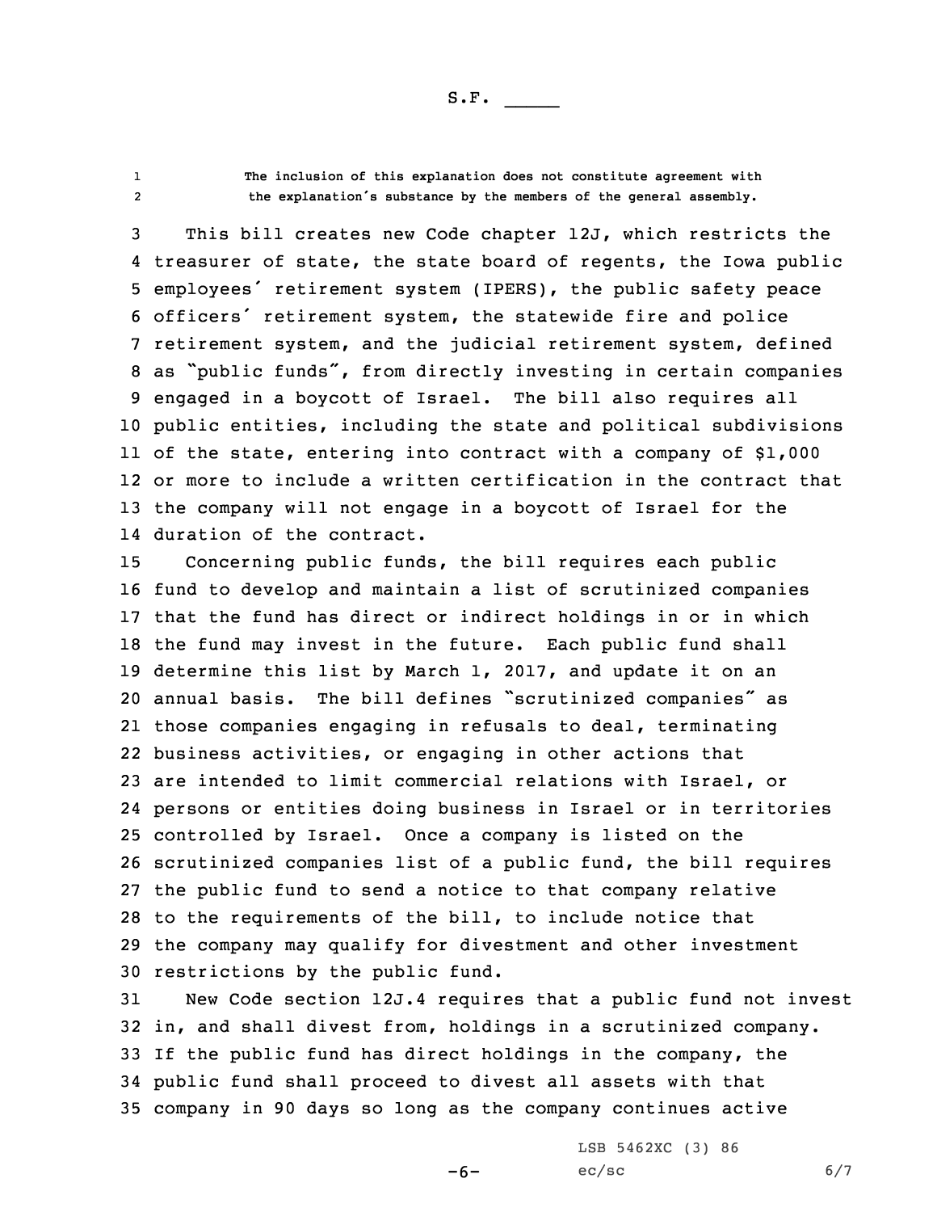The inclusion of this explanation does not constitute agreement with the explanation's substance by the members of the general assembly.

This bill creates new Code chapter 12J, which restricts the treasurer of state, the state board of regents, the Iowa public employees' retirement system (IPERS), the public safety peace officers' retirement system, the statewide fire and police retirement system, and the judicial retirement system, defined as "public funds", from directly investing in certain companies engaged in a boycott of Israel. The bill also requires all public entities, including the state and political subdivisions of the state, entering into contract with a company of $1,000 or more to include a written certification in the contract that the company will not engage in a boycott of Israel for the duration of the contract.

Concerning public funds, the bill requires each public fund to develop and maintain a list of scrutinized companies that the fund has direct or indirect holdings in or in which the fund may invest in the future. Each public fund shall determine this list by March 1, 2017, and update it on an annual basis. The bill defines "scrutinized companies" as those companies engaging in refusals to deal, terminating business activities, or engaging in other actions that are intended to limit commercial relations with Israel, or persons or entities doing business in Israel or in territories controlled by Israel. Once a company is listed on the scrutinized companies list of a public fund, the bill requires the public fund to send a notice to that company relative to the requirements of the bill, to include notice that the company may qualify for divestment and other investment restrictions by the public fund.

New Code section 12J.4 requires that a public fund not invest in, and shall divest from, holdings in a scrutinized company. If the public fund has direct holdings in the company, the public fund shall proceed to divest all assets with that company in 90 days so long as the company continues active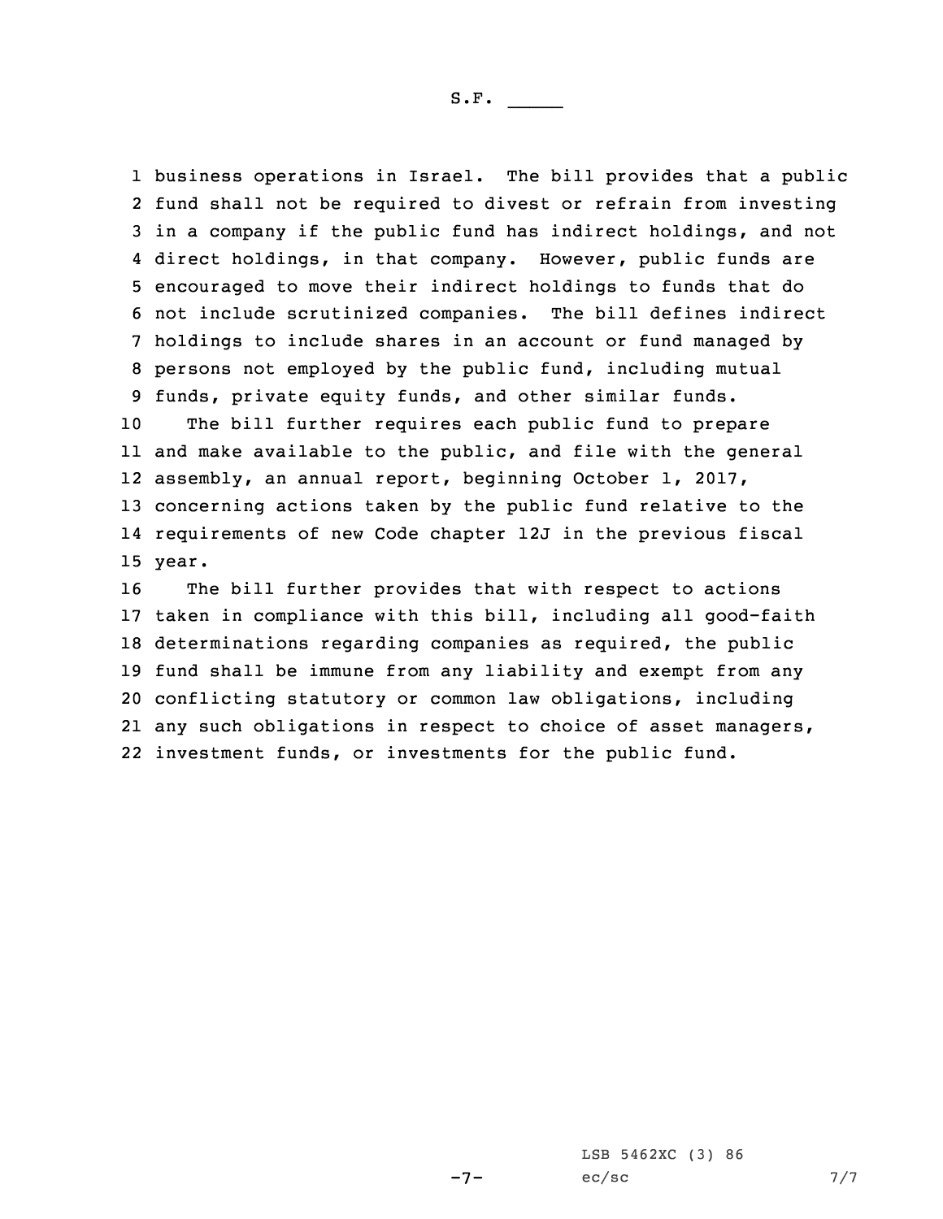business operations in Israel. The bill provides that a public fund shall not be required to divest or refrain from investing in a company if the public fund has indirect holdings, and not direct holdings, in that company. However, public funds are encouraged to move their indirect holdings to funds that do not include scrutinized companies. The bill defines indirect holdings to include shares in an account or fund managed by persons not employed by the public fund, including mutual funds, private equity funds, and other similar funds.

The bill further requires each public fund to prepare and make available to the public, and file with the general assembly, an annual report, beginning October 1, 2017, concerning actions taken by the public fund relative to the requirements of new Code chapter 12J in the previous fiscal year.

The bill further provides that with respect to actions taken in compliance with this bill, including all good-faith determinations regarding companies as required, the public fund shall be immune from any liability and exempt from any conflicting statutory or common law obligations, including any such obligations in respect to choice of asset managers, investment funds, or investments for the public fund.